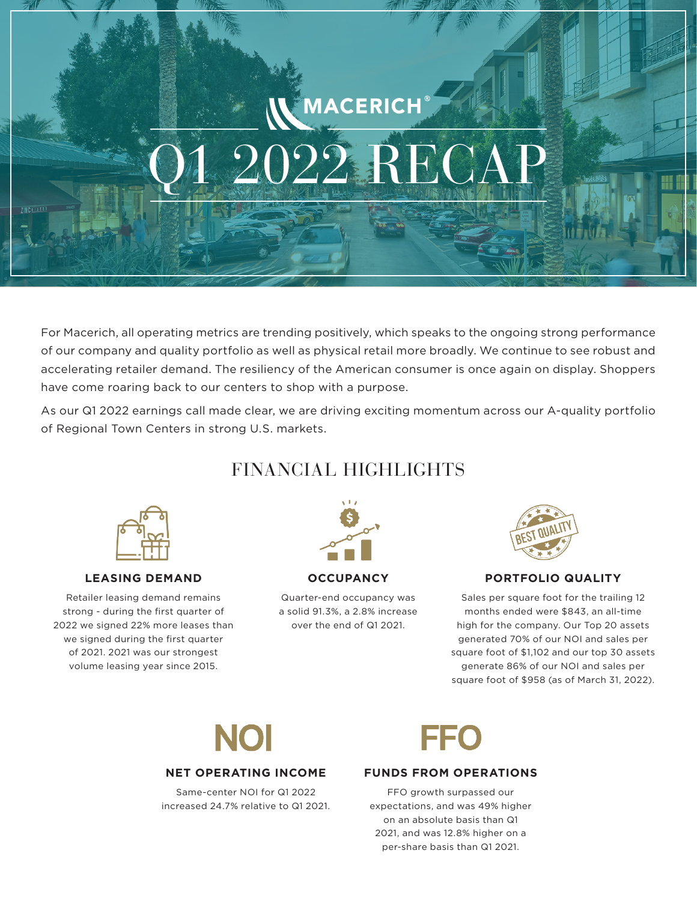# MACERICH®

# Q1 2022 RECAP

For Macerich, all operating metrics are trending positively, which speaks to the ongoing strong performance of our company and quality portfolio as well as physical retail more broadly. We continue to see robust and accelerating retailer demand. The resiliency of the American consumer is once again on display. Shoppers have come roaring back to our centers to shop with a purpose.

As our Q1 2022 earnings call made clear, we are driving exciting momentum across our A-quality portfolio of Regional Town Centers in strong U.S. markets.

## FINANCIAL HIGHLIGHTS

### LEASING DEMAND

Retailer leasing demand remains strong - during the first quarter of 2022 we signed 22% more leases than we signed during the first quarter of 2021. 2021 was our strongest volume leasing year since 2015.

### OCCUPANCY

Quarter-end occupancy was a solid 91.3%, a 2.8% increase over the end of Q1 2021.

### PORTFOLIO QUALITY

Sales per square foot for the trailing 12 months ended were $843, an all-time high for the company. Our Top 20 assets generated 70% of our NOI and sales per square foot of $1,102 and our top 30 assets generate 86% of our NOI and sales per square foot of $958 (as of March 31, 2022).

## NOI

### NET OPERATING INCOME

Same-center NOI for Q1 2022 increased 24.7% relative to Q1 2021.

## FFO

### FUNDS FROM OPERATIONS

FFO growth surpassed our expectations, and was 49% higher on an absolute basis than Q1 2021, and was 12.8% higher on a per-share basis than Q1 2021.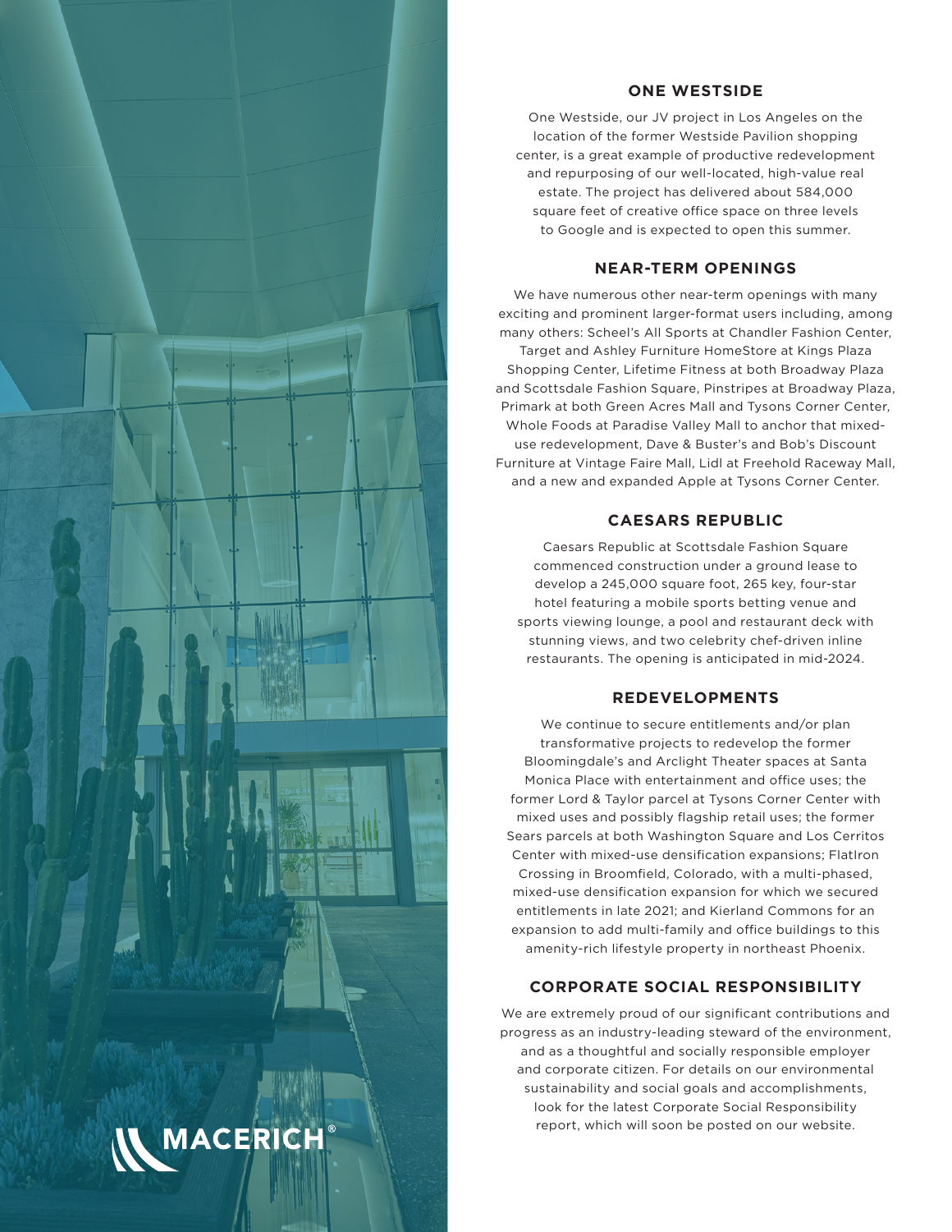## ONE WESTSIDE

One Westside, our JV project in Los Angeles on the location of the former Westside Pavilion shopping center, is a great example of productive redevelopment and repurposing of our well-located, high-value real estate. The project has delivered about 584,000 square feet of creative office space on three levels to Google and is expected to open this summer.

## NEAR-TERM OPENINGS

We have numerous other near-term openings with many exciting and prominent larger-format users including, among many others: Scheel's All Sports at Chandler Fashion Center, Target and Ashley Furniture HomeStore at Kings Plaza Shopping Center, Lifetime Fitness at both Broadway Plaza and Scottsdale Fashion Square, Pinstripes at Broadway Plaza, Primark at both Green Acres Mall and Tysons Corner Center, Whole Foods at Paradise Valley Mall to anchor that mixed-use redevelopment, Dave & Buster's and Bob's Discount Furniture at Vintage Faire Mall, Lidl at Freehold Raceway Mall, and a new and expanded Apple at Tysons Corner Center.

## CAESARS REPUBLIC

Caesars Republic at Scottsdale Fashion Square commenced construction under a ground lease to develop a 245,000 square foot, 265 key, four-star hotel featuring a mobile sports betting venue and sports viewing lounge, a pool and restaurant deck with stunning views, and two celebrity chef-driven inline restaurants. The opening is anticipated in mid-2024.

## REDEVELOPMENTS

We continue to secure entitlements and/or plan transformative projects to redevelop the former Bloomingdale's and Arclight Theater spaces at Santa Monica Place with entertainment and office uses; the former Lord & Taylor parcel at Tysons Corner Center with mixed uses and possibly flagship retail uses; the former Sears parcels at both Washington Square and Los Cerritos Center with mixed-use densification expansions; FlatIron Crossing in Broomfield, Colorado, with a multi-phased, mixed-use densification expansion for which we secured entitlements in late 2021; and Kierland Commons for an expansion to add multi-family and office buildings to this amenity-rich lifestyle property in northeast Phoenix.

## CORPORATE SOCIAL RESPONSIBILITY

We are extremely proud of our significant contributions and progress as an industry-leading steward of the environment, and as a thoughtful and socially responsible employer and corporate citizen. For details on our environmental sustainability and social goals and accomplishments, look for the latest Corporate Social Responsibility report, which will soon be posted on our website.

MACERICH®